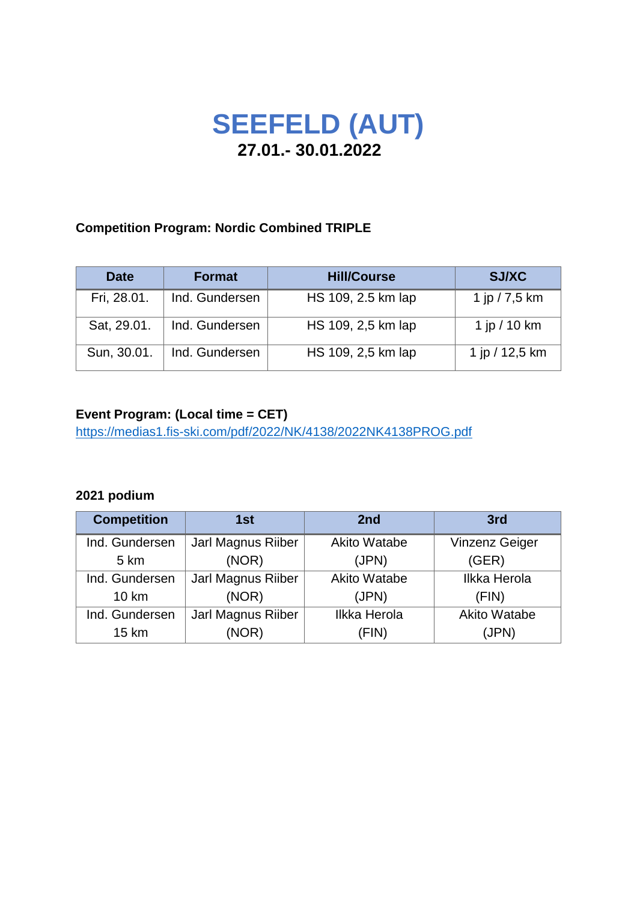# SEEFELD (AUT)

## 27.01.- 30.01.2022

**Competition Program: Nordic Combined TRIPLE**

| Date | Format | Hill/Course | SJ/XC |
|---|---|---|---|
| Fri, 28.01. | Ind. Gundersen | HS 109, 2.5 km lap | 1 jp / 7,5 km |
| Sat, 29.01. | Ind. Gundersen | HS 109, 2,5 km lap | 1 jp / 10 km |
| Sun, 30.01. | Ind. Gundersen | HS 109, 2,5 km lap | 1 jp / 12,5 km |

**Event Program: (Local time = CET)**
https://medias1.fis-ski.com/pdf/2022/NK/4138/2022NK4138PROG.pdf

**2021 podium**

| Competition | 1st | 2nd | 3rd |
|---|---|---|---|
| Ind. Gundersen 5 km | Jarl Magnus Riiber (NOR) | Akito Watabe (JPN) | Vinzenz Geiger (GER) |
| Ind. Gundersen 10 km | Jarl Magnus Riiber (NOR) | Akito Watabe (JPN) | Ilkka Herola (FIN) |
| Ind. Gundersen 15 km | Jarl Magnus Riiber (NOR) | Ilkka Herola (FIN) | Akito Watabe (JPN) |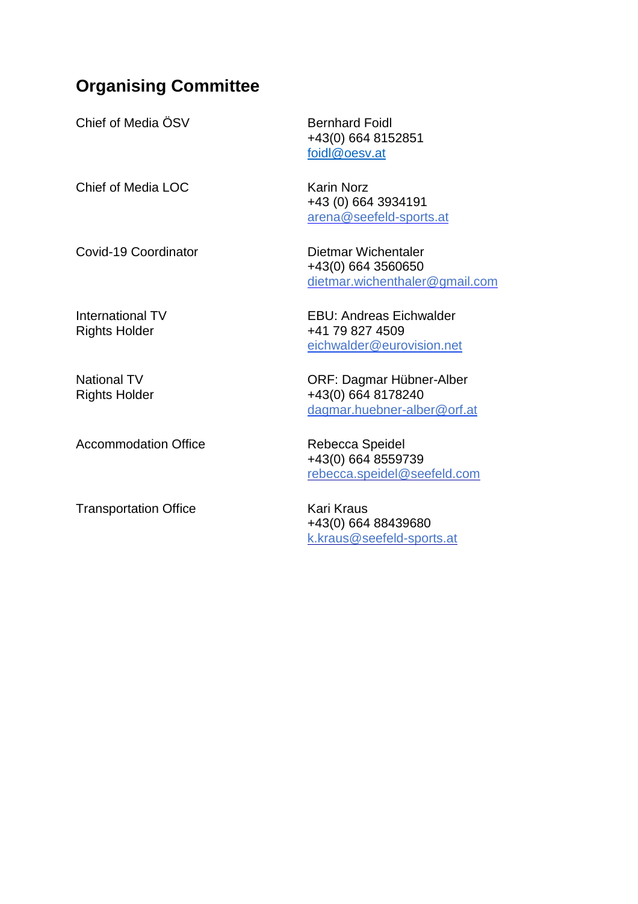## Organising Committee

| | |
|---|---|
| Chief of Media ÖSV | Bernhard Foidl<br>+43(0) 664 8152851<br>foidl@oesv.at |
| Chief of Media LOC | Karin Norz<br>+43 (0) 664 3934191<br>arena@seefeld-sports.at |
| Covid-19 Coordinator | Dietmar Wichentaler<br>+43(0) 664 3560650<br>dietmar.wichenthaler@gmail.com |
| International TV Rights Holder | EBU: Andreas Eichwalder<br>+41 79 827 4509<br>eichwalder@eurovision.net |
| National TV Rights Holder | ORF: Dagmar Hübner-Alber<br>+43(0) 664 8178240<br>dagmar.huebner-alber@orf.at |
| Accommodation Office | Rebecca Speidel<br>+43(0) 664 8559739<br>rebecca.speidel@seefeld.com |
| Transportation Office | Kari Kraus<br>+43(0) 664 88439680<br>k.kraus@seefeld-sports.at |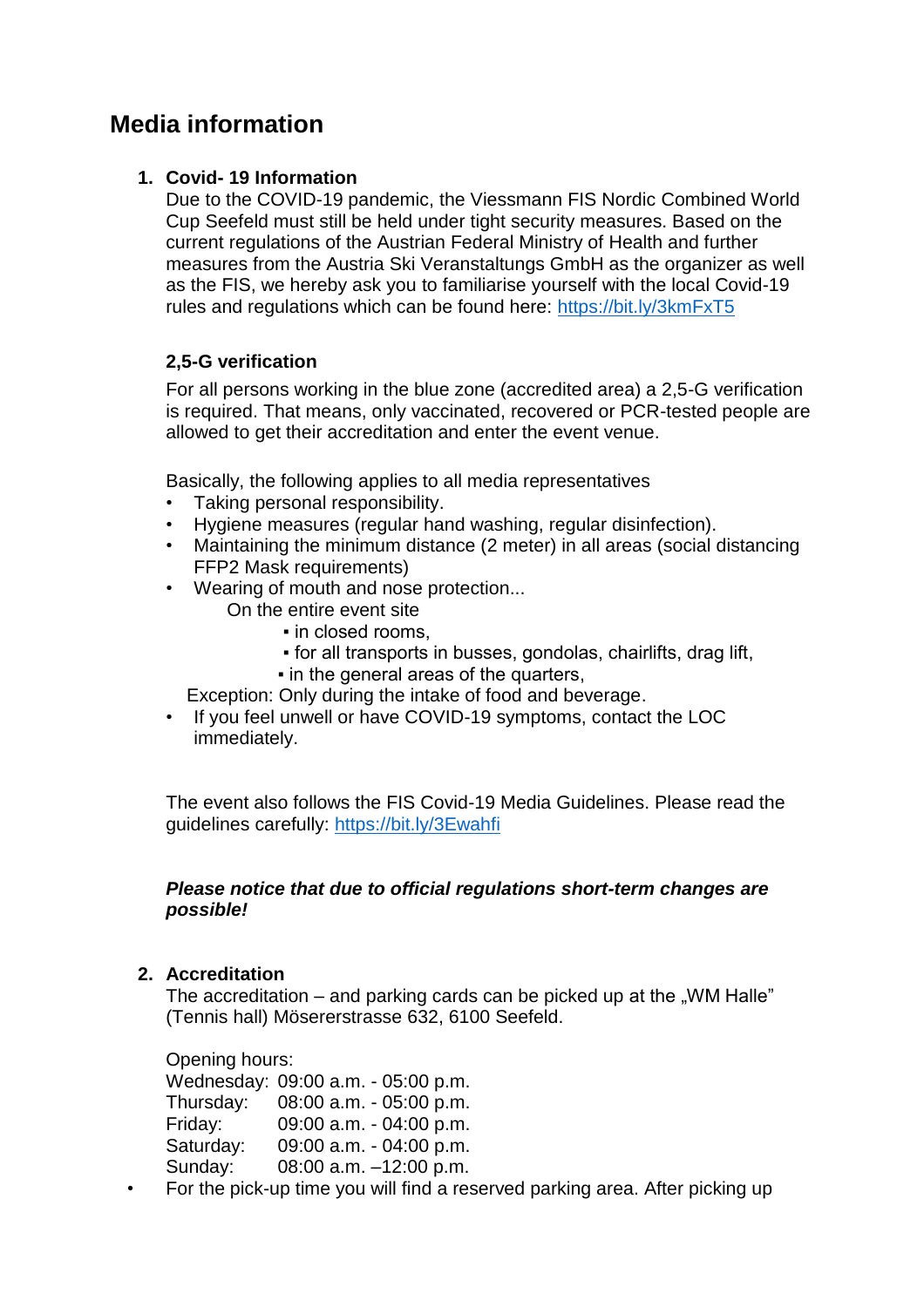# Media information

1. **Covid- 19 Information**
   Due to the COVID-19 pandemic, the Viessmann FIS Nordic Combined World Cup Seefeld must still be held under tight security measures. Based on the current regulations of the Austrian Federal Ministry of Health and further measures from the Austria Ski Veranstaltungs GmbH as the organizer as well as the FIS, we hereby ask you to familiarise yourself with the local Covid-19 rules and regulations which can be found here: https://bit.ly/3kmFxT5

   **2,5-G verification**

   For all persons working in the blue zone (accredited area) a 2,5-G verification is required. That means, only vaccinated, recovered or PCR-tested people are allowed to get their accreditation and enter the event venue.

   Basically, the following applies to all media representatives
   - Taking personal responsibility.
   - Hygiene measures (regular hand washing, regular disinfection).
   - Maintaining the minimum distance (2 meter) in all areas (social distancing FFP2 Mask requirements)
   - Wearing of mouth and nose protection...
     On the entire event site
       - in closed rooms,
       - for all transports in busses, gondolas, chairlifts, drag lift,
       - in the general areas of the quarters,

     Exception: Only during the intake of food and beverage.
   - If you feel unwell or have COVID-19 symptoms, contact the LOC immediately.

   The event also follows the FIS Covid-19 Media Guidelines. Please read the guidelines carefully: https://bit.ly/3Ewahfi

   ***Please notice that due to official regulations short-term changes are possible!***

2. **Accreditation**
   The accreditation – and parking cards can be picked up at the „WM Halle" (Tennis hall) Mösererstrasse 632, 6100 Seefeld.

   Opening hours:
   Wednesday: 09:00 a.m. - 05:00 p.m.
   Thursday: 08:00 a.m. - 05:00 p.m.
   Friday: 09:00 a.m. - 04:00 p.m.
   Saturday: 09:00 a.m. - 04:00 p.m.
   Sunday: 08:00 a.m. –12:00 p.m.

- For the pick-up time you will find a reserved parking area. After picking up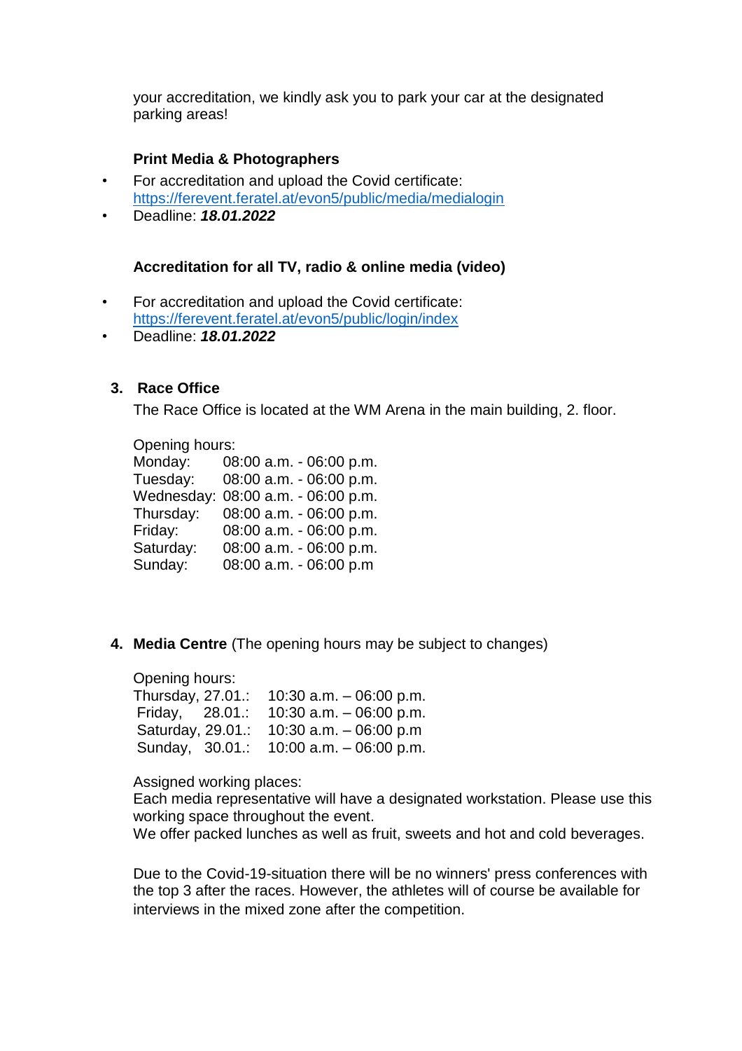your accreditation, we kindly ask you to park your car at the designated parking areas!

**Print Media & Photographers**

- For accreditation and upload the Covid certificate: https://ferevent.feratel.at/evon5/public/media/medialogin
- Deadline: ***18.01.2022***

**Accreditation for all TV, radio & online media (video)**

- For accreditation and upload the Covid certificate: https://ferevent.feratel.at/evon5/public/login/index
- Deadline: ***18.01.2022***

## 3. Race Office

The Race Office is located at the WM Arena in the main building, 2. floor.

Opening hours:

| | |
|---|---|
| Monday: | 08:00 a.m. - 06:00 p.m. |
| Tuesday: | 08:00 a.m. - 06:00 p.m. |
| Wednesday: | 08:00 a.m. - 06:00 p.m. |
| Thursday: | 08:00 a.m. - 06:00 p.m. |
| Friday: | 08:00 a.m. - 06:00 p.m. |
| Saturday: | 08:00 a.m. - 06:00 p.m. |
| Sunday: | 08:00 a.m. - 06:00 p.m |

## 4. **Media Centre** (The opening hours may be subject to changes)

Opening hours:

| | |
|---|---|
| Thursday, 27.01.: | 10:30 a.m. – 06:00 p.m. |
| Friday, 28.01.: | 10:30 a.m. – 06:00 p.m. |
| Saturday, 29.01.: | 10:30 a.m. – 06:00 p.m |
| Sunday, 30.01.: | 10:00 a.m. – 06:00 p.m. |

Assigned working places:
Each media representative will have a designated workstation. Please use this working space throughout the event.
We offer packed lunches as well as fruit, sweets and hot and cold beverages.

Due to the Covid-19-situation there will be no winners' press conferences with the top 3 after the races. However, the athletes will of course be available for interviews in the mixed zone after the competition.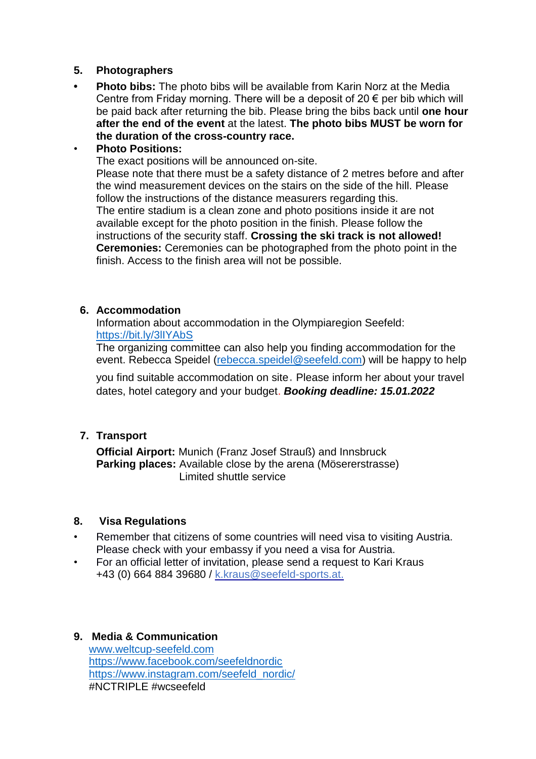## 5. Photographers

- **Photo bibs:** The photo bibs will be available from Karin Norz at the Media Centre from Friday morning. There will be a deposit of 20 € per bib which will be paid back after returning the bib. Please bring the bibs back until **one hour after the end of the event** at the latest. **The photo bibs MUST be worn for the duration of the cross-country race.**
- **Photo Positions:**
  The exact positions will be announced on-site.
  Please note that there must be a safety distance of 2 metres before and after the wind measurement devices on the stairs on the side of the hill. Please follow the instructions of the distance measurers regarding this.
  The entire stadium is a clean zone and photo positions inside it are not available except for the photo position in the finish. Please follow the instructions of the security staff. **Crossing the ski track is not allowed!**
  **Ceremonies:** Ceremonies can be photographed from the photo point in the finish. Access to the finish area will not be possible.

## 6. Accommodation

Information about accommodation in the Olympiaregion Seefeld:
[https://bit.ly/3lIYAbS](https://bit.ly/3lIYAbS)
The organizing committee can also help you finding accommodation for the event. Rebecca Speidel ([rebecca.speidel@seefeld.com](mailto:rebecca.speidel@seefeld.com)) will be happy to help you find suitable accommodation on site. Please inform her about your travel dates, hotel category and your budget. ***Booking deadline: 15.01.2022***

## 7. Transport

**Official Airport:** Munich (Franz Josef Strauß) and Innsbruck
**Parking places:** Available close by the arena (Mösererstrasse)
Limited shuttle service

## 8. Visa Regulations

- Remember that citizens of some countries will need visa to visiting Austria. Please check with your embassy if you need a visa for Austria.
- For an official letter of invitation, please send a request to Kari Kraus +43 (0) 664 884 39680 / [k.kraus@seefeld-sports.at.](mailto:k.kraus@seefeld-sports.at)

## 9. Media & Communication

[www.weltcup-seefeld.com](http://www.weltcup-seefeld.com)
[https://www.facebook.com/seefeldnordic](https://www.facebook.com/seefeldnordic)
[https://www.instagram.com/seefeld_nordic/](https://www.instagram.com/seefeld_nordic/)
#NCTRIPLE #wcseefeld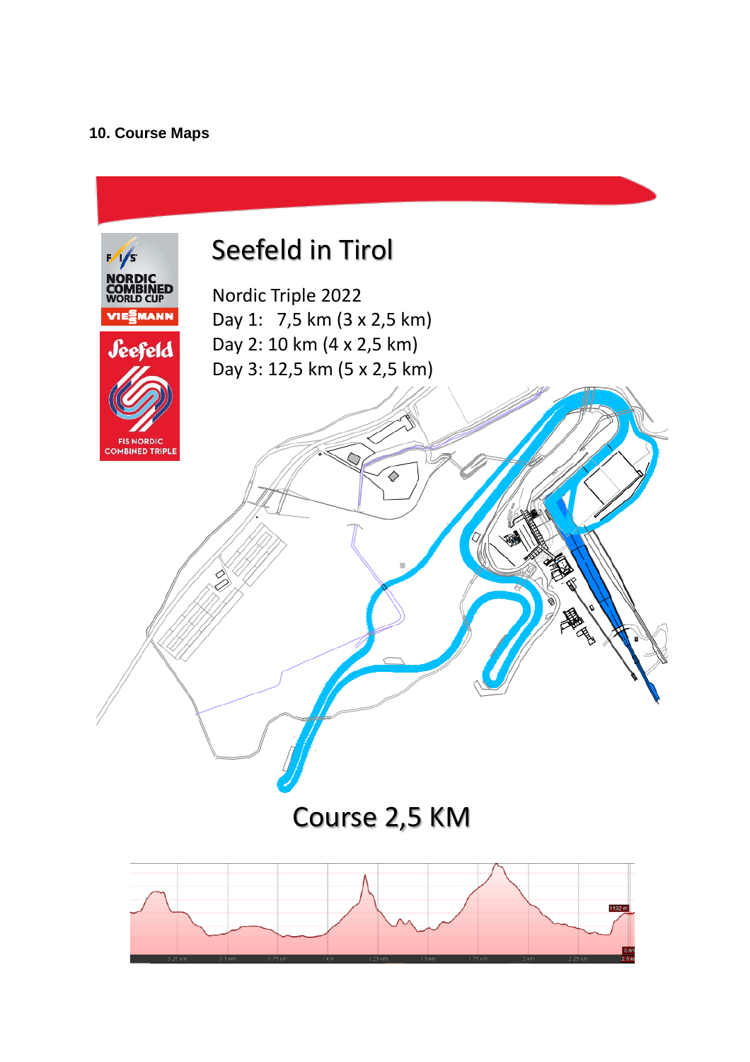**10. Course Maps**

FIS
NORDIC COMBINED WORLD CUP
VIESMANN

Seefeld
FIS NORDIC COMBINED TRIPLE

# Seefeld in Tirol

Nordic Triple 2022
Day 1: 7,5 km (3 x 2,5 km)
Day 2: 10 km (4 x 2,5 km)
Day 3: 12,5 km (5 x 2,5 km)

## Course 2,5 KM

1192 m
0.25 km
0.5 km
0.75 km
1 km
1.25 km
1.5 km
1.75 km
2 km
2.25 km
2.5 km